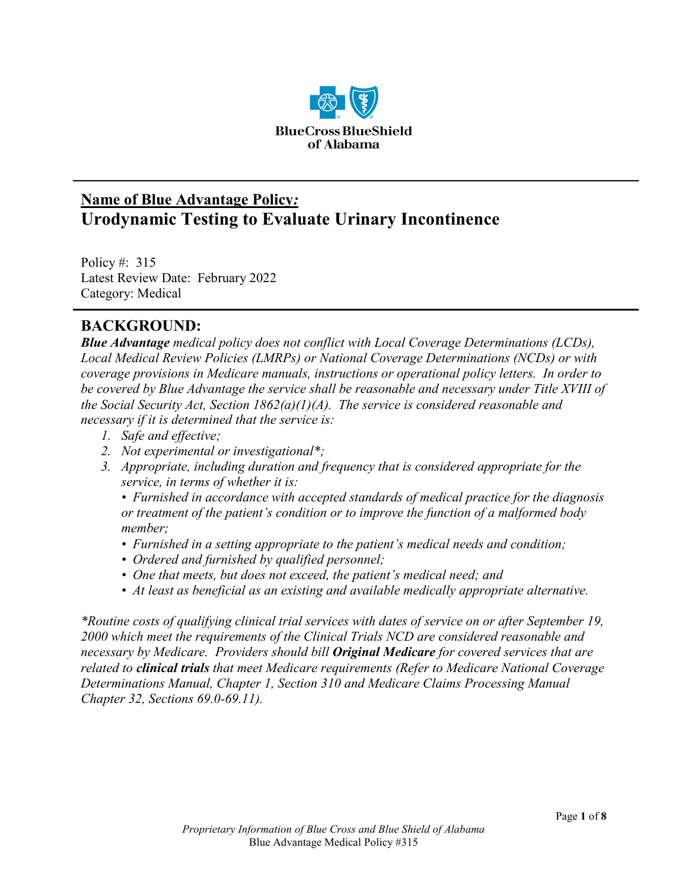BlueCross BlueShield of Alabama

## Name of Blue Advantage Policy:

# Urodynamic Testing to Evaluate Urinary Incontinence

Policy #: 315
Latest Review Date: February 2022
Category: Medical

## BACKGROUND:

*__Blue Advantage__ medical policy does not conflict with Local Coverage Determinations (LCDs), Local Medical Review Policies (LMRPs) or National Coverage Determinations (NCDs) or with coverage provisions in Medicare manuals, instructions or operational policy letters. In order to be covered by Blue Advantage the service shall be reasonable and necessary under Title XVIII of the Social Security Act, Section 1862(a)(1)(A). The service is considered reasonable and necessary if it is determined that the service is:*

1. *Safe and effective;*
2. *Not experimental or investigational*;*
3. *Appropriate, including duration and frequency that is considered appropriate for the service, in terms of whether it is:*
   - *Furnished in accordance with accepted standards of medical practice for the diagnosis or treatment of the patient's condition or to improve the function of a malformed body member;*
   - *Furnished in a setting appropriate to the patient's medical needs and condition;*
   - *Ordered and furnished by qualified personnel;*
   - *One that meets, but does not exceed, the patient's medical need; and*
   - *At least as beneficial as an existing and available medically appropriate alternative.*

*\*Routine costs of qualifying clinical trial services with dates of service on or after September 19, 2000 which meet the requirements of the Clinical Trials NCD are considered reasonable and necessary by Medicare. Providers should bill __Original Medicare__ for covered services that are related to __clinical trials__ that meet Medicare requirements (Refer to Medicare National Coverage Determinations Manual, Chapter 1, Section 310 and Medicare Claims Processing Manual Chapter 32, Sections 69.0-69.11).*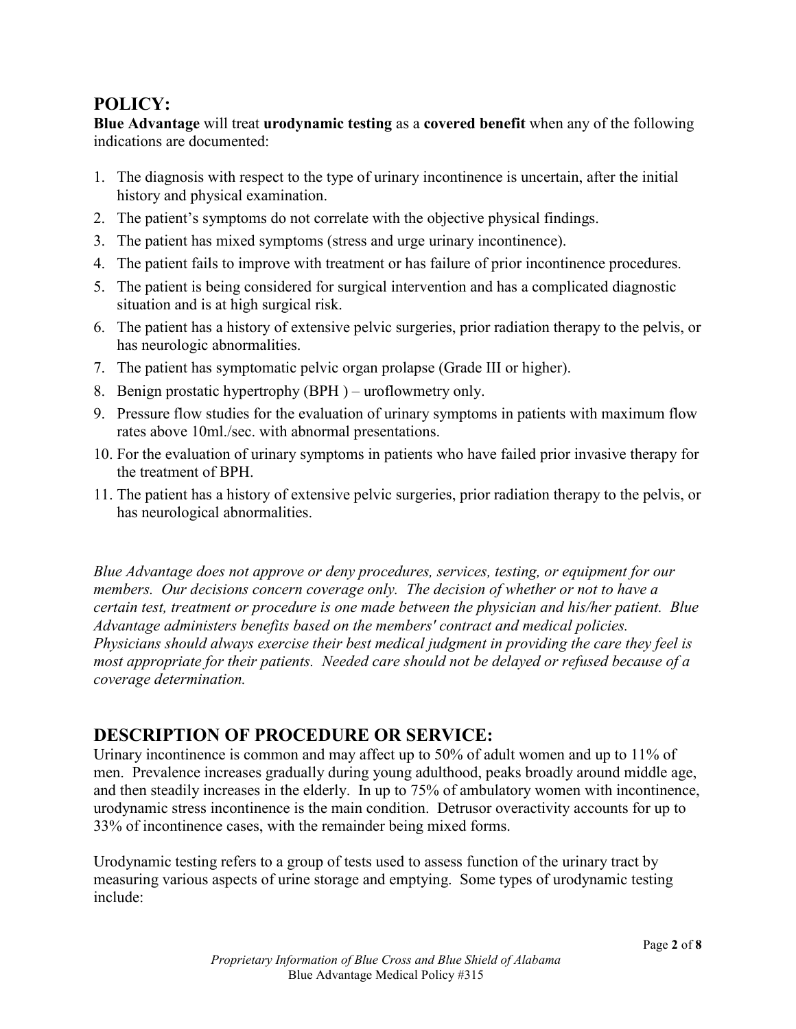## POLICY:

**Blue Advantage** will treat **urodynamic testing** as a **covered benefit** when any of the following indications are documented:

1. The diagnosis with respect to the type of urinary incontinence is uncertain, after the initial history and physical examination.
2. The patient's symptoms do not correlate with the objective physical findings.
3. The patient has mixed symptoms (stress and urge urinary incontinence).
4. The patient fails to improve with treatment or has failure of prior incontinence procedures.
5. The patient is being considered for surgical intervention and has a complicated diagnostic situation and is at high surgical risk.
6. The patient has a history of extensive pelvic surgeries, prior radiation therapy to the pelvis, or has neurologic abnormalities.
7. The patient has symptomatic pelvic organ prolapse (Grade III or higher).
8. Benign prostatic hypertrophy (BPH ) – uroflowmetry only.
9. Pressure flow studies for the evaluation of urinary symptoms in patients with maximum flow rates above 10ml./sec. with abnormal presentations.
10. For the evaluation of urinary symptoms in patients who have failed prior invasive therapy for the treatment of BPH.
11. The patient has a history of extensive pelvic surgeries, prior radiation therapy to the pelvis, or has neurological abnormalities.

*Blue Advantage does not approve or deny procedures, services, testing, or equipment for our members. Our decisions concern coverage only. The decision of whether or not to have a certain test, treatment or procedure is one made between the physician and his/her patient. Blue Advantage administers benefits based on the members' contract and medical policies. Physicians should always exercise their best medical judgment in providing the care they feel is most appropriate for their patients. Needed care should not be delayed or refused because of a coverage determination.*

## DESCRIPTION OF PROCEDURE OR SERVICE:

Urinary incontinence is common and may affect up to 50% of adult women and up to 11% of men. Prevalence increases gradually during young adulthood, peaks broadly around middle age, and then steadily increases in the elderly. In up to 75% of ambulatory women with incontinence, urodynamic stress incontinence is the main condition. Detrusor overactivity accounts for up to 33% of incontinence cases, with the remainder being mixed forms.

Urodynamic testing refers to a group of tests used to assess function of the urinary tract by measuring various aspects of urine storage and emptying. Some types of urodynamic testing include: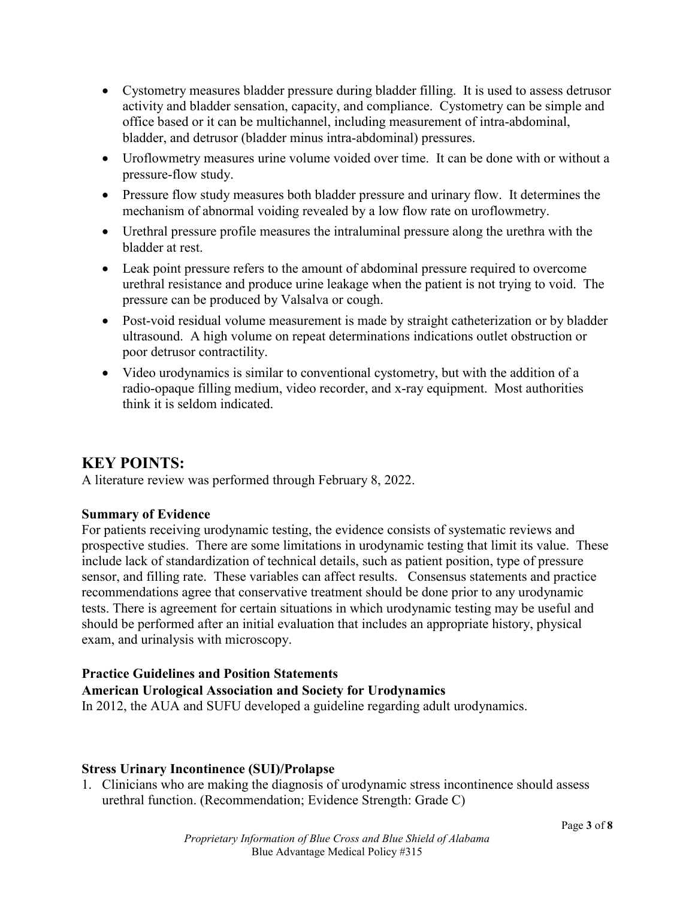- Cystometry measures bladder pressure during bladder filling. It is used to assess detrusor activity and bladder sensation, capacity, and compliance. Cystometry can be simple and office based or it can be multichannel, including measurement of intra-abdominal, bladder, and detrusor (bladder minus intra-abdominal) pressures.
- Uroflowmetry measures urine volume voided over time. It can be done with or without a pressure-flow study.
- Pressure flow study measures both bladder pressure and urinary flow. It determines the mechanism of abnormal voiding revealed by a low flow rate on uroflowmetry.
- Urethral pressure profile measures the intraluminal pressure along the urethra with the bladder at rest.
- Leak point pressure refers to the amount of abdominal pressure required to overcome urethral resistance and produce urine leakage when the patient is not trying to void. The pressure can be produced by Valsalva or cough.
- Post-void residual volume measurement is made by straight catheterization or by bladder ultrasound. A high volume on repeat determinations indications outlet obstruction or poor detrusor contractility.
- Video urodynamics is similar to conventional cystometry, but with the addition of a radio-opaque filling medium, video recorder, and x-ray equipment. Most authorities think it is seldom indicated.

## KEY POINTS:

A literature review was performed through February 8, 2022.

**Summary of Evidence**

For patients receiving urodynamic testing, the evidence consists of systematic reviews and prospective studies. There are some limitations in urodynamic testing that limit its value. These include lack of standardization of technical details, such as patient position, type of pressure sensor, and filling rate. These variables can affect results. Consensus statements and practice recommendations agree that conservative treatment should be done prior to any urodynamic tests. There is agreement for certain situations in which urodynamic testing may be useful and should be performed after an initial evaluation that includes an appropriate history, physical exam, and urinalysis with microscopy.

**Practice Guidelines and Position Statements**

**American Urological Association and Society for Urodynamics**

In 2012, the AUA and SUFU developed a guideline regarding adult urodynamics.

**Stress Urinary Incontinence (SUI)/Prolapse**

1. Clinicians who are making the diagnosis of urodynamic stress incontinence should assess urethral function. (Recommendation; Evidence Strength: Grade C)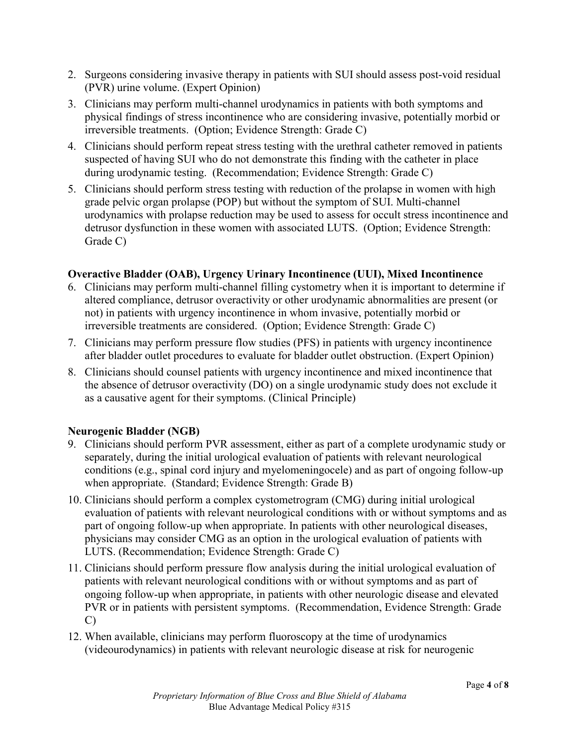2. Surgeons considering invasive therapy in patients with SUI should assess post-void residual (PVR) urine volume. (Expert Opinion)
3. Clinicians may perform multi-channel urodynamics in patients with both symptoms and physical findings of stress incontinence who are considering invasive, potentially morbid or irreversible treatments. (Option; Evidence Strength: Grade C)
4. Clinicians should perform repeat stress testing with the urethral catheter removed in patients suspected of having SUI who do not demonstrate this finding with the catheter in place during urodynamic testing. (Recommendation; Evidence Strength: Grade C)
5. Clinicians should perform stress testing with reduction of the prolapse in women with high grade pelvic organ prolapse (POP) but without the symptom of SUI. Multi-channel urodynamics with prolapse reduction may be used to assess for occult stress incontinence and detrusor dysfunction in these women with associated LUTS. (Option; Evidence Strength: Grade C)

**Overactive Bladder (OAB), Urgency Urinary Incontinence (UUI), Mixed Incontinence**

6. Clinicians may perform multi-channel filling cystometry when it is important to determine if altered compliance, detrusor overactivity or other urodynamic abnormalities are present (or not) in patients with urgency incontinence in whom invasive, potentially morbid or irreversible treatments are considered. (Option; Evidence Strength: Grade C)
7. Clinicians may perform pressure flow studies (PFS) in patients with urgency incontinence after bladder outlet procedures to evaluate for bladder outlet obstruction. (Expert Opinion)
8. Clinicians should counsel patients with urgency incontinence and mixed incontinence that the absence of detrusor overactivity (DO) on a single urodynamic study does not exclude it as a causative agent for their symptoms. (Clinical Principle)

**Neurogenic Bladder (NGB)**

9. Clinicians should perform PVR assessment, either as part of a complete urodynamic study or separately, during the initial urological evaluation of patients with relevant neurological conditions (e.g., spinal cord injury and myelomeningocele) and as part of ongoing follow-up when appropriate. (Standard; Evidence Strength: Grade B)
10. Clinicians should perform a complex cystometrogram (CMG) during initial urological evaluation of patients with relevant neurological conditions with or without symptoms and as part of ongoing follow-up when appropriate. In patients with other neurological diseases, physicians may consider CMG as an option in the urological evaluation of patients with LUTS. (Recommendation; Evidence Strength: Grade C)
11. Clinicians should perform pressure flow analysis during the initial urological evaluation of patients with relevant neurological conditions with or without symptoms and as part of ongoing follow-up when appropriate, in patients with other neurologic disease and elevated PVR or in patients with persistent symptoms. (Recommendation, Evidence Strength: Grade C)
12. When available, clinicians may perform fluoroscopy at the time of urodynamics (videourodynamics) in patients with relevant neurologic disease at risk for neurogenic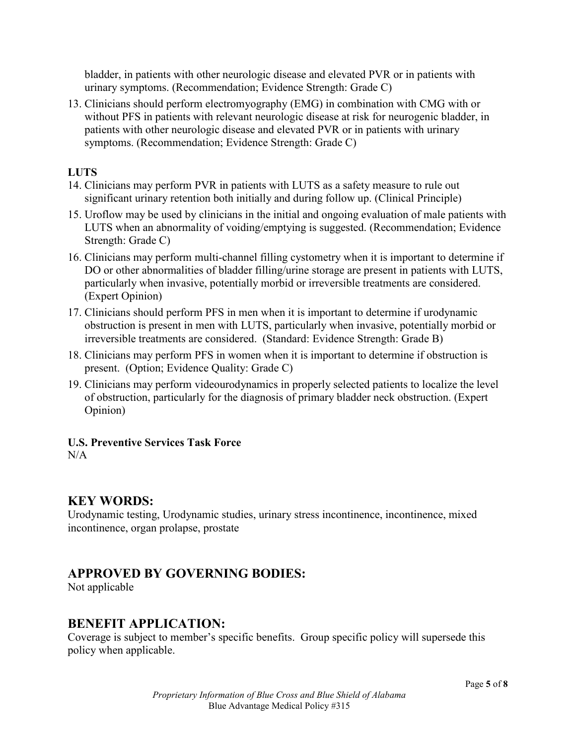bladder, in patients with other neurologic disease and elevated PVR or in patients with urinary symptoms. (Recommendation; Evidence Strength: Grade C)

13. Clinicians should perform electromyography (EMG) in combination with CMG with or without PFS in patients with relevant neurologic disease at risk for neurogenic bladder, in patients with other neurologic disease and elevated PVR or in patients with urinary symptoms. (Recommendation; Evidence Strength: Grade C)

**LUTS**

14. Clinicians may perform PVR in patients with LUTS as a safety measure to rule out significant urinary retention both initially and during follow up. (Clinical Principle)
15. Uroflow may be used by clinicians in the initial and ongoing evaluation of male patients with LUTS when an abnormality of voiding/emptying is suggested. (Recommendation; Evidence Strength: Grade C)
16. Clinicians may perform multi-channel filling cystometry when it is important to determine if DO or other abnormalities of bladder filling/urine storage are present in patients with LUTS, particularly when invasive, potentially morbid or irreversible treatments are considered. (Expert Opinion)
17. Clinicians should perform PFS in men when it is important to determine if urodynamic obstruction is present in men with LUTS, particularly when invasive, potentially morbid or irreversible treatments are considered. (Standard: Evidence Strength: Grade B)
18. Clinicians may perform PFS in women when it is important to determine if obstruction is present. (Option; Evidence Quality: Grade C)
19. Clinicians may perform videourodynamics in properly selected patients to localize the level of obstruction, particularly for the diagnosis of primary bladder neck obstruction. (Expert Opinion)

**U.S. Preventive Services Task Force**
N/A

## KEY WORDS:

Urodynamic testing, Urodynamic studies, urinary stress incontinence, incontinence, mixed incontinence, organ prolapse, prostate

## APPROVED BY GOVERNING BODIES:

Not applicable

## BENEFIT APPLICATION:

Coverage is subject to member's specific benefits. Group specific policy will supersede this policy when applicable.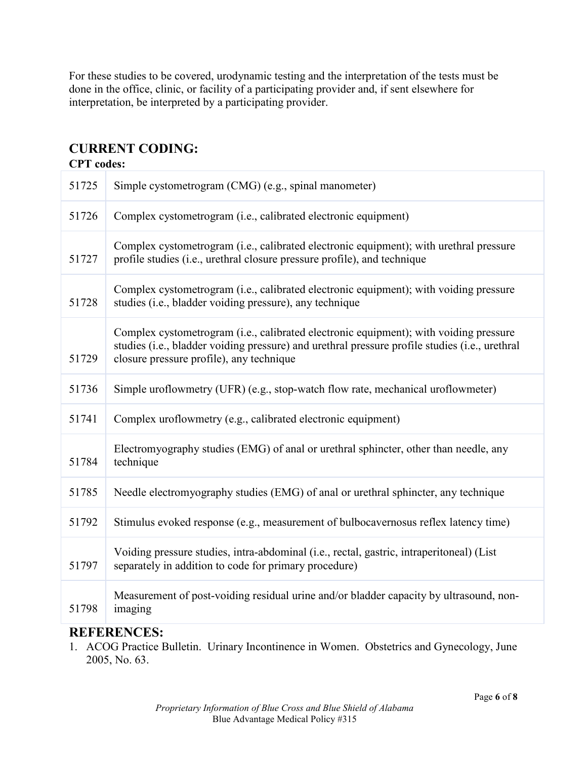For these studies to be covered, urodynamic testing and the interpretation of the tests must be done in the office, clinic, or facility of a participating provider and, if sent elsewhere for interpretation, be interpreted by a participating provider.

## CURRENT CODING:

**CPT codes:**

| | |
|---|---|
| 51725 | Simple cystometrogram (CMG) (e.g., spinal manometer) |
| 51726 | Complex cystometrogram (i.e., calibrated electronic equipment) |
| 51727 | Complex cystometrogram (i.e., calibrated electronic equipment); with urethral pressure profile studies (i.e., urethral closure pressure profile), and technique |
| 51728 | Complex cystometrogram (i.e., calibrated electronic equipment); with voiding pressure studies (i.e., bladder voiding pressure), any technique |
| 51729 | Complex cystometrogram (i.e., calibrated electronic equipment); with voiding pressure studies (i.e., bladder voiding pressure) and urethral pressure profile studies (i.e., urethral closure pressure profile), any technique |
| 51736 | Simple uroflowmetry (UFR) (e.g., stop-watch flow rate, mechanical uroflowmeter) |
| 51741 | Complex uroflowmetry (e.g., calibrated electronic equipment) |
| 51784 | Electromyography studies (EMG) of anal or urethral sphincter, other than needle, any technique |
| 51785 | Needle electromyography studies (EMG) of anal or urethral sphincter, any technique |
| 51792 | Stimulus evoked response (e.g., measurement of bulbocavernosus reflex latency time) |
| 51797 | Voiding pressure studies, intra-abdominal (i.e., rectal, gastric, intraperitoneal) (List separately in addition to code for primary procedure) |
| 51798 | Measurement of post-voiding residual urine and/or bladder capacity by ultrasound, non-imaging |

## REFERENCES:

1. ACOG Practice Bulletin. Urinary Incontinence in Women. Obstetrics and Gynecology, June 2005, No. 63.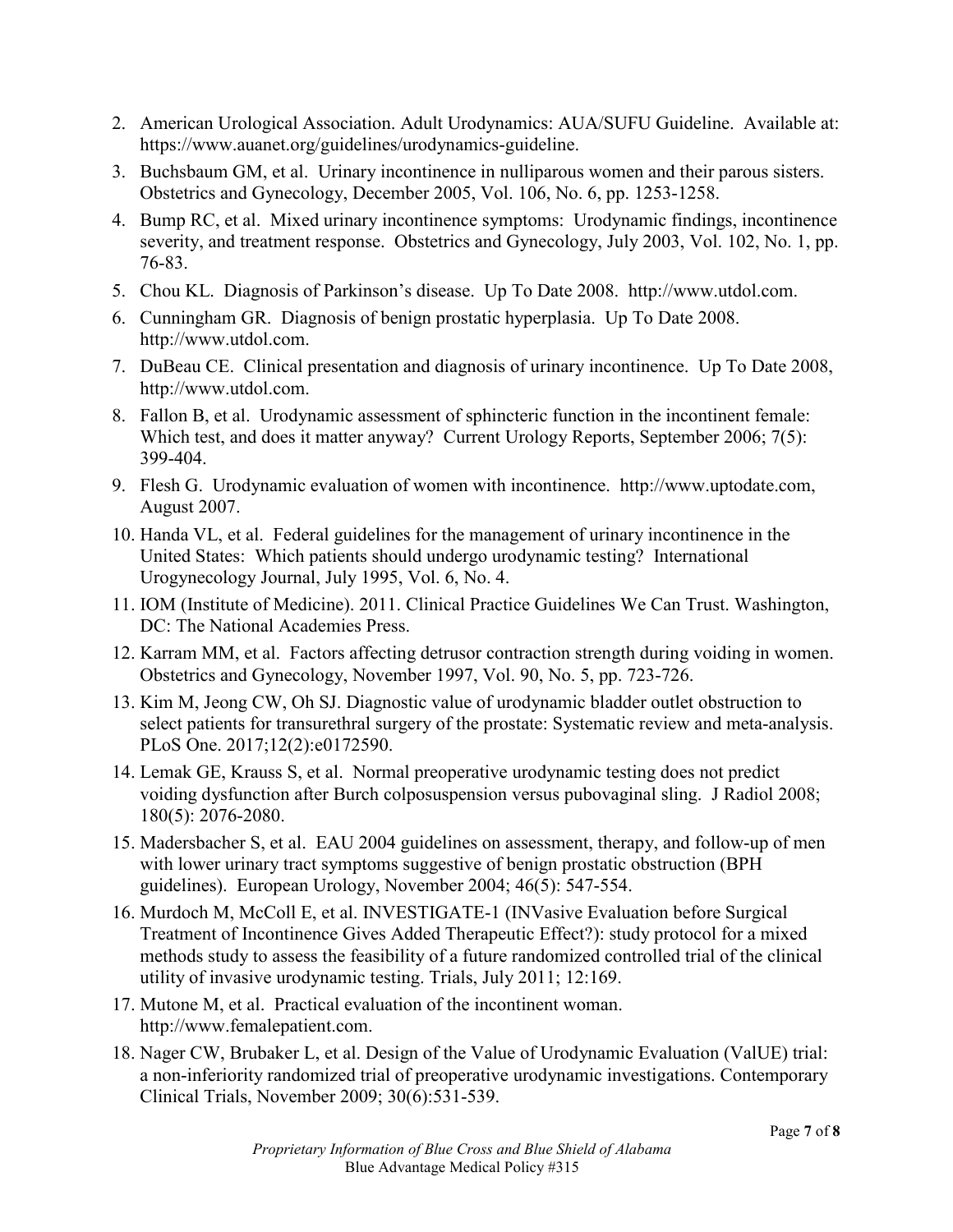2. American Urological Association. Adult Urodynamics: AUA/SUFU Guideline. Available at: https://www.auanet.org/guidelines/urodynamics-guideline.
3. Buchsbaum GM, et al. Urinary incontinence in nulliparous women and their parous sisters. Obstetrics and Gynecology, December 2005, Vol. 106, No. 6, pp. 1253-1258.
4. Bump RC, et al. Mixed urinary incontinence symptoms: Urodynamic findings, incontinence severity, and treatment response. Obstetrics and Gynecology, July 2003, Vol. 102, No. 1, pp. 76-83.
5. Chou KL. Diagnosis of Parkinson's disease. Up To Date 2008. http://www.utdol.com.
6. Cunningham GR. Diagnosis of benign prostatic hyperplasia. Up To Date 2008. http://www.utdol.com.
7. DuBeau CE. Clinical presentation and diagnosis of urinary incontinence. Up To Date 2008, http://www.utdol.com.
8. Fallon B, et al. Urodynamic assessment of sphincteric function in the incontinent female: Which test, and does it matter anyway? Current Urology Reports, September 2006; 7(5): 399-404.
9. Flesh G. Urodynamic evaluation of women with incontinence. http://www.uptodate.com, August 2007.
10. Handa VL, et al. Federal guidelines for the management of urinary incontinence in the United States: Which patients should undergo urodynamic testing? International Urogynecology Journal, July 1995, Vol. 6, No. 4.
11. IOM (Institute of Medicine). 2011. Clinical Practice Guidelines We Can Trust. Washington, DC: The National Academies Press.
12. Karram MM, et al. Factors affecting detrusor contraction strength during voiding in women. Obstetrics and Gynecology, November 1997, Vol. 90, No. 5, pp. 723-726.
13. Kim M, Jeong CW, Oh SJ. Diagnostic value of urodynamic bladder outlet obstruction to select patients for transurethral surgery of the prostate: Systematic review and meta-analysis. PLoS One. 2017;12(2):e0172590.
14. Lemak GE, Krauss S, et al. Normal preoperative urodynamic testing does not predict voiding dysfunction after Burch colposuspension versus pubovaginal sling. J Radiol 2008; 180(5): 2076-2080.
15. Madersbacher S, et al. EAU 2004 guidelines on assessment, therapy, and follow-up of men with lower urinary tract symptoms suggestive of benign prostatic obstruction (BPH guidelines). European Urology, November 2004; 46(5): 547-554.
16. Murdoch M, McColl E, et al. INVESTIGATE-1 (INVasive Evaluation before Surgical Treatment of Incontinence Gives Added Therapeutic Effect?): study protocol for a mixed methods study to assess the feasibility of a future randomized controlled trial of the clinical utility of invasive urodynamic testing. Trials, July 2011; 12:169.
17. Mutone M, et al. Practical evaluation of the incontinent woman. http://www.femalepatient.com.
18. Nager CW, Brubaker L, et al. Design of the Value of Urodynamic Evaluation (ValUE) trial: a non-inferiority randomized trial of preoperative urodynamic investigations. Contemporary Clinical Trials, November 2009; 30(6):531-539.

*Proprietary Information of Blue Cross and Blue Shield of Alabama*
Blue Advantage Medical Policy #315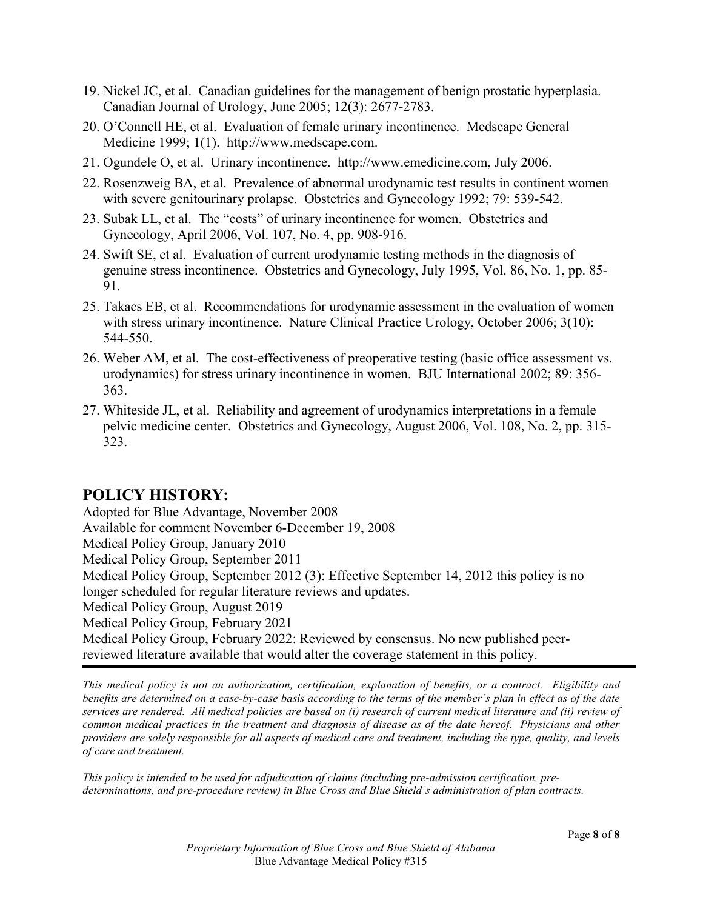19. Nickel JC, et al. Canadian guidelines for the management of benign prostatic hyperplasia. Canadian Journal of Urology, June 2005; 12(3): 2677-2783.
20. O'Connell HE, et al. Evaluation of female urinary incontinence. Medscape General Medicine 1999; 1(1). http://www.medscape.com.
21. Ogundele O, et al. Urinary incontinence. http://www.emedicine.com, July 2006.
22. Rosenzweig BA, et al. Prevalence of abnormal urodynamic test results in continent women with severe genitourinary prolapse. Obstetrics and Gynecology 1992; 79: 539-542.
23. Subak LL, et al. The "costs" of urinary incontinence for women. Obstetrics and Gynecology, April 2006, Vol. 107, No. 4, pp. 908-916.
24. Swift SE, et al. Evaluation of current urodynamic testing methods in the diagnosis of genuine stress incontinence. Obstetrics and Gynecology, July 1995, Vol. 86, No. 1, pp. 85-91.
25. Takacs EB, et al. Recommendations for urodynamic assessment in the evaluation of women with stress urinary incontinence. Nature Clinical Practice Urology, October 2006; 3(10): 544-550.
26. Weber AM, et al. The cost-effectiveness of preoperative testing (basic office assessment vs. urodynamics) for stress urinary incontinence in women. BJU International 2002; 89: 356-363.
27. Whiteside JL, et al. Reliability and agreement of urodynamics interpretations in a female pelvic medicine center. Obstetrics and Gynecology, August 2006, Vol. 108, No. 2, pp. 315-323.

## POLICY HISTORY:

Adopted for Blue Advantage, November 2008
Available for comment November 6-December 19, 2008
Medical Policy Group, January 2010
Medical Policy Group, September 2011
Medical Policy Group, September 2012 (3): Effective September 14, 2012 this policy is no longer scheduled for regular literature reviews and updates.
Medical Policy Group, August 2019
Medical Policy Group, February 2021
Medical Policy Group, February 2022: Reviewed by consensus. No new published peer-reviewed literature available that would alter the coverage statement in this policy.

---

*This medical policy is not an authorization, certification, explanation of benefits, or a contract. Eligibility and benefits are determined on a case-by-case basis according to the terms of the member's plan in effect as of the date services are rendered. All medical policies are based on (i) research of current medical literature and (ii) review of common medical practices in the treatment and diagnosis of disease as of the date hereof. Physicians and other providers are solely responsible for all aspects of medical care and treatment, including the type, quality, and levels of care and treatment.*

*This policy is intended to be used for adjudication of claims (including pre-admission certification, pre-determinations, and pre-procedure review) in Blue Cross and Blue Shield's administration of plan contracts.*